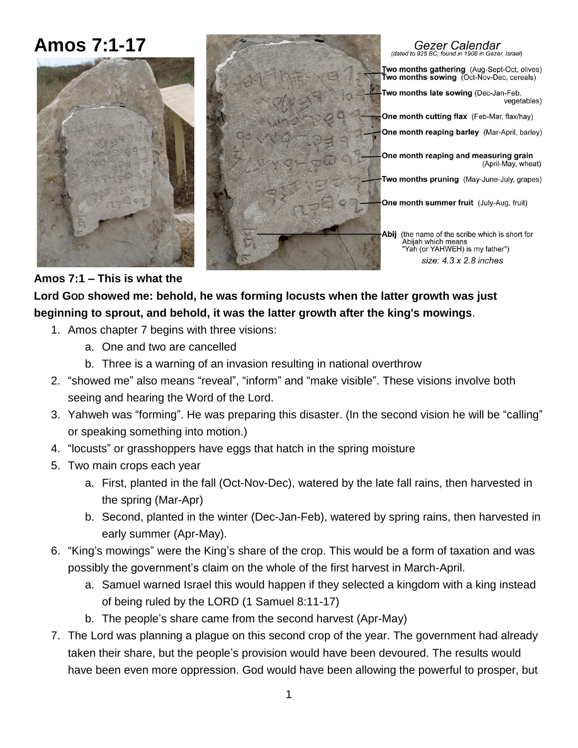# Amos 7:1-17

**Gezer Calendar**
*(dated to 925 BC; found in 1908 in Gezer, Israel)*

- **Two months gathering** (Aug-Sept-Oct, olives)
- **Two months sowing** (Oct-Nov-Dec, cereals)
- **Two months late sowing** (Dec-Jan-Feb, vegetables)
- **One month cutting flax** (Feb-Mar, flax/hay)
- **One month reaping barley** (Mar-April, barley)
- **One month reaping and measuring grain** (April-May, wheat)
- **Two months pruning** (May-June-July, grapes)
- **One month summer fruit** (July-Aug, fruit)
- **Abij** (the name of the scribe which is short for Abijah which means "Yah (or YAHWEH) is my father")

*size: 4.3 x 2.8 inches*

**Amos 7:1 – This is what the Lord GOD showed me: behold, he was forming locusts when the latter growth was just beginning to sprout, and behold, it was the latter growth after the king's mowings**.

1. Amos chapter 7 begins with three visions:
   a. One and two are cancelled
   b. Three is a warning of an invasion resulting in national overthrow
2. "showed me" also means "reveal", "inform" and "make visible". These visions involve both seeing and hearing the Word of the Lord.
3. Yahweh was "forming". He was preparing this disaster. (In the second vision he will be "calling" or speaking something into motion.)
4. "locusts" or grasshoppers have eggs that hatch in the spring moisture
5. Two main crops each year
   a. First, planted in the fall (Oct-Nov-Dec), watered by the late fall rains, then harvested in the spring (Mar-Apr)
   b. Second, planted in the winter (Dec-Jan-Feb), watered by spring rains, then harvested in early summer (Apr-May).
6. "King's mowings" were the King's share of the crop. This would be a form of taxation and was possibly the government's claim on the whole of the first harvest in March-April.
   a. Samuel warned Israel this would happen if they selected a kingdom with a king instead of being ruled by the LORD (1 Samuel 8:11-17)
   b. The people's share came from the second harvest (Apr-May)
7. The Lord was planning a plague on this second crop of the year. The government had already taken their share, but the people's provision would have been devoured. The results would have been even more oppression. God would have been allowing the powerful to prosper, but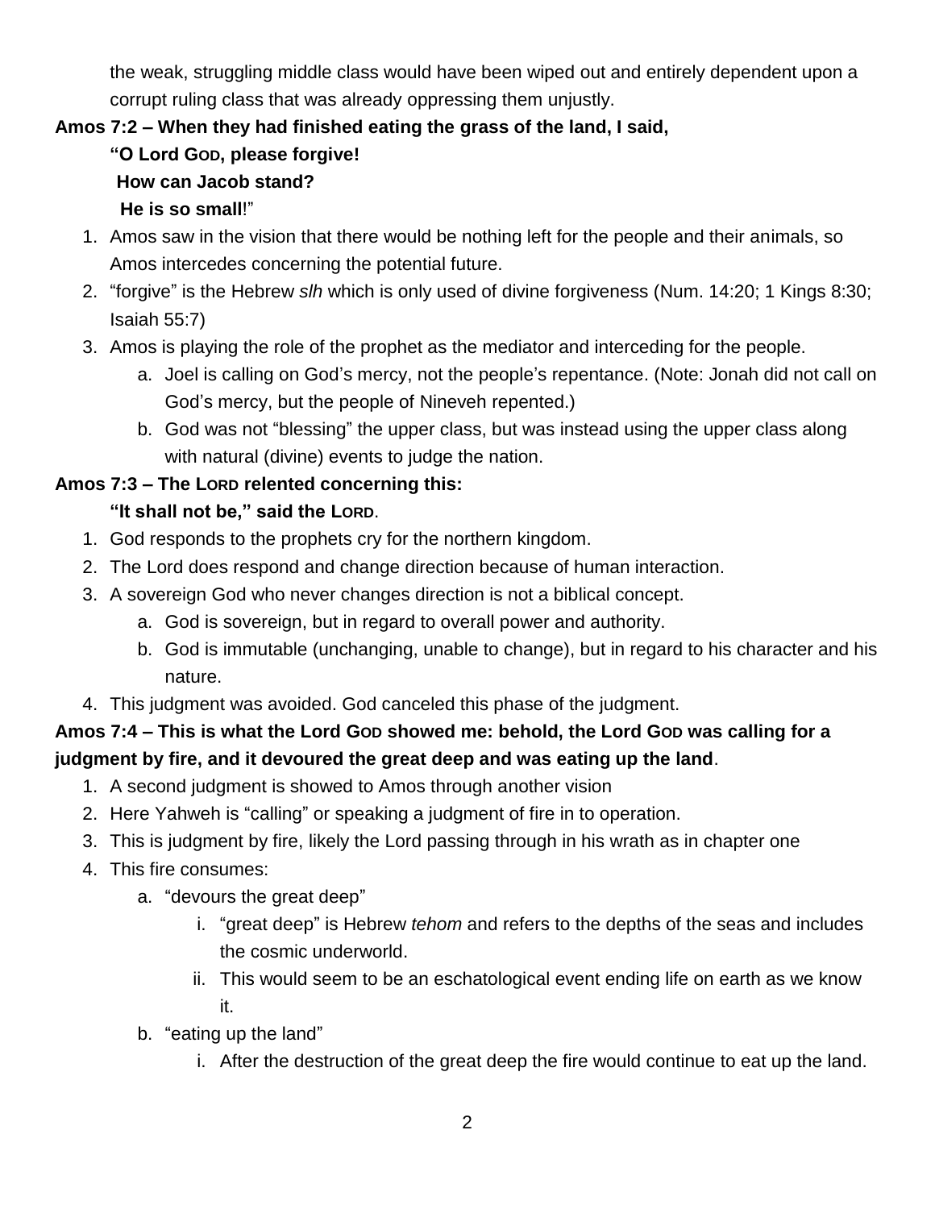the weak, struggling middle class would have been wiped out and entirely dependent upon a corrupt ruling class that was already oppressing them unjustly.

**Amos 7:2 – When they had finished eating the grass of the land, I said,**
**"O Lord GOD, please forgive!**
**How can Jacob stand?**
**He is so small**!"

1. Amos saw in the vision that there would be nothing left for the people and their animals, so Amos intercedes concerning the potential future.
2. "forgive" is the Hebrew *slh* which is only used of divine forgiveness (Num. 14:20; 1 Kings 8:30; Isaiah 55:7)
3. Amos is playing the role of the prophet as the mediator and interceding for the people.
    a. Joel is calling on God's mercy, not the people's repentance. (Note: Jonah did not call on God's mercy, but the people of Nineveh repented.)
    b. God was not "blessing" the upper class, but was instead using the upper class along with natural (divine) events to judge the nation.

**Amos 7:3 – The LORD relented concerning this:**
**"It shall not be," said the LORD**.

1. God responds to the prophets cry for the northern kingdom.
2. The Lord does respond and change direction because of human interaction.
3. A sovereign God who never changes direction is not a biblical concept.
    a. God is sovereign, but in regard to overall power and authority.
    b. God is immutable (unchanging, unable to change), but in regard to his character and his nature.
4. This judgment was avoided. God canceled this phase of the judgment.

**Amos 7:4 – This is what the Lord GOD showed me: behold, the Lord GOD was calling for a judgment by fire, and it devoured the great deep and was eating up the land**.

1. A second judgment is showed to Amos through another vision
2. Here Yahweh is "calling" or speaking a judgment of fire in to operation.
3. This is judgment by fire, likely the Lord passing through in his wrath as in chapter one
4. This fire consumes:
    a. "devours the great deep"
        i. "great deep" is Hebrew *tehom* and refers to the depths of the seas and includes the cosmic underworld.
        ii. This would seem to be an eschatological event ending life on earth as we know it.
    b. "eating up the land"
        i. After the destruction of the great deep the fire would continue to eat up the land.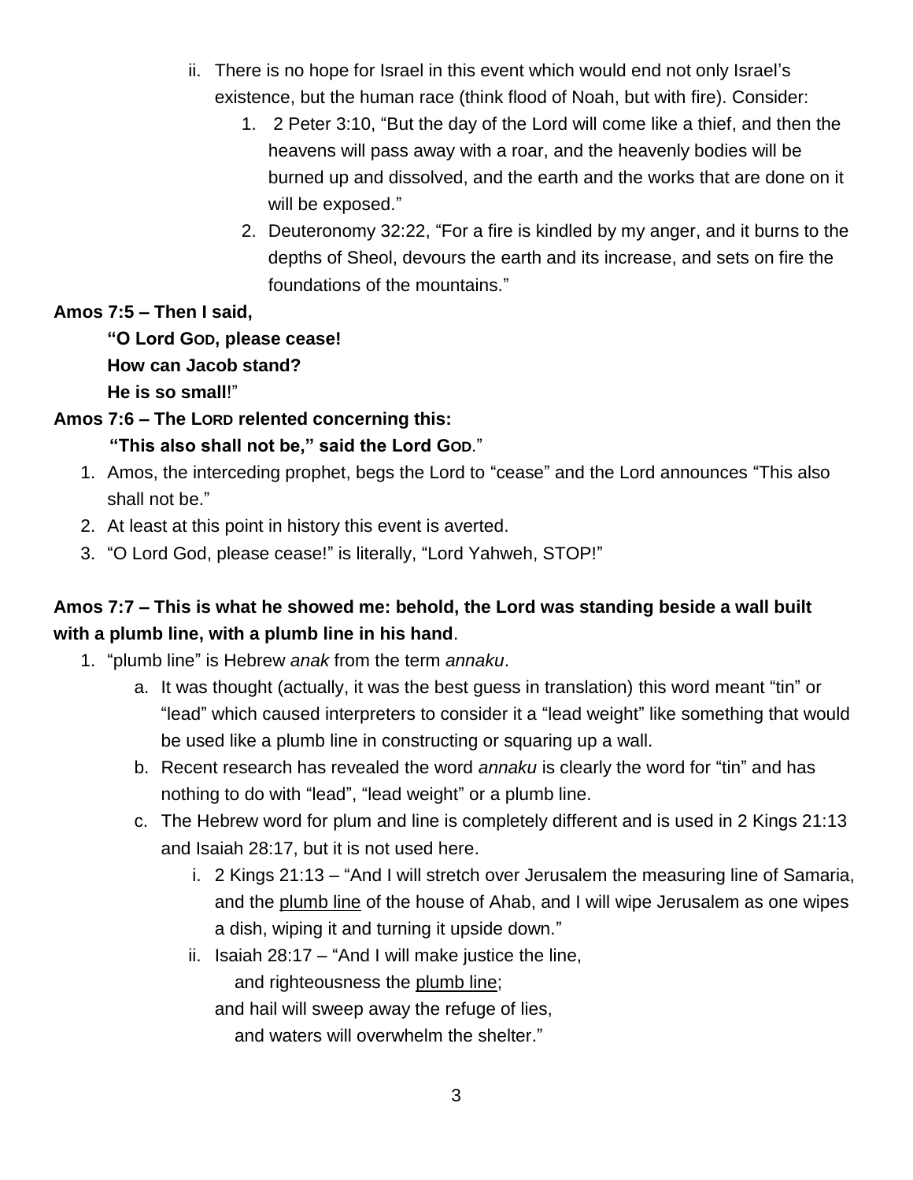ii. There is no hope for Israel in this event which would end not only Israel's existence, but the human race (think flood of Noah, but with fire). Consider:
    1. 2 Peter 3:10, "But the day of the Lord will come like a thief, and then the heavens will pass away with a roar, and the heavenly bodies will be burned up and dissolved, and the earth and the works that are done on it will be exposed."
    2. Deuteronomy 32:22, "For a fire is kindled by my anger, and it burns to the depths of Sheol, devours the earth and its increase, and sets on fire the foundations of the mountains."

**Amos 7:5 – Then I said,**
**"O Lord GOD, please cease!**
**How can Jacob stand?**
**He is so small!"**

**Amos 7:6 – The LORD relented concerning this:**
**"This also shall not be," said the Lord GOD."**

1. Amos, the interceding prophet, begs the Lord to "cease" and the Lord announces "This also shall not be."
2. At least at this point in history this event is averted.
3. "O Lord God, please cease!" is literally, "Lord Yahweh, STOP!"

**Amos 7:7 – This is what he showed me: behold, the Lord was standing beside a wall built with a plumb line, with a plumb line in his hand**.

1. "plumb line" is Hebrew *anak* from the term *annaku*.
    a. It was thought (actually, it was the best guess in translation) this word meant "tin" or "lead" which caused interpreters to consider it a "lead weight" like something that would be used like a plumb line in constructing or squaring up a wall.
    b. Recent research has revealed the word *annaku* is clearly the word for "tin" and has nothing to do with "lead", "lead weight" or a plumb line.
    c. The Hebrew word for plum and line is completely different and is used in 2 Kings 21:13 and Isaiah 28:17, but it is not used here.
        i. 2 Kings 21:13 – "And I will stretch over Jerusalem the measuring line of Samaria, and the plumb line of the house of Ahab, and I will wipe Jerusalem as one wipes a dish, wiping it and turning it upside down."
        ii. Isaiah 28:17 – "And I will make justice the line,
            and righteousness the plumb line;
            and hail will sweep away the refuge of lies,
            and waters will overwhelm the shelter."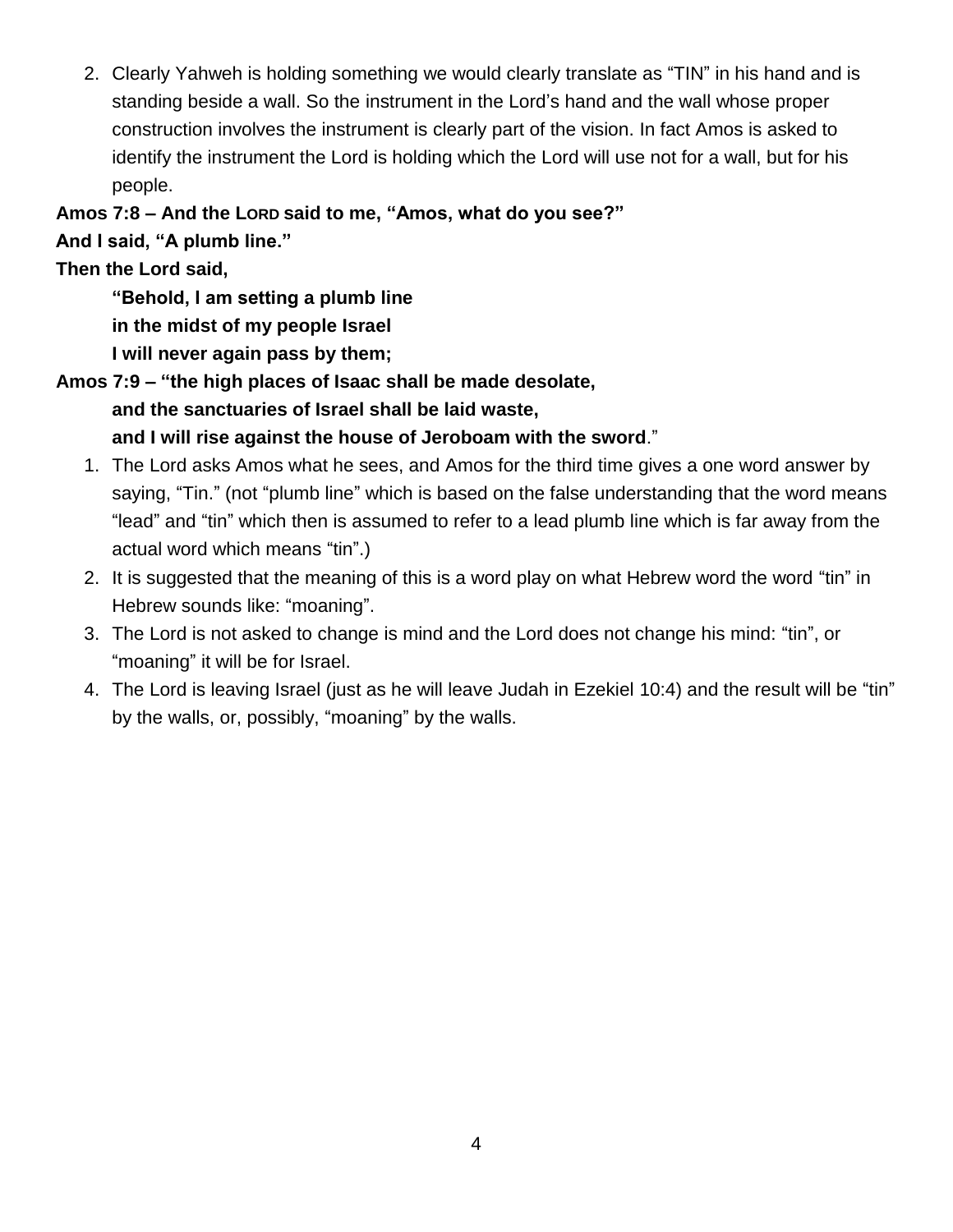2. Clearly Yahweh is holding something we would clearly translate as "TIN" in his hand and is standing beside a wall. So the instrument in the Lord's hand and the wall whose proper construction involves the instrument is clearly part of the vision. In fact Amos is asked to identify the instrument the Lord is holding which the Lord will use not for a wall, but for his people.

**Amos 7:8 – And the LORD said to me, "Amos, what do you see?"**
**And I said, "A plumb line."**
**Then the Lord said,**

> **"Behold, I am setting a plumb line**
> **in the midst of my people Israel**
> **I will never again pass by them;**

**Amos 7:9 – "the high places of Isaac shall be made desolate,**

> **and the sanctuaries of Israel shall be laid waste,**
> **and I will rise against the house of Jeroboam with the sword**."

1. The Lord asks Amos what he sees, and Amos for the third time gives a one word answer by saying, "Tin." (not "plumb line" which is based on the false understanding that the word means "lead" and "tin" which then is assumed to refer to a lead plumb line which is far away from the actual word which means "tin".)
2. It is suggested that the meaning of this is a word play on what Hebrew word the word "tin" in Hebrew sounds like: "moaning".
3. The Lord is not asked to change is mind and the Lord does not change his mind: "tin", or "moaning" it will be for Israel.
4. The Lord is leaving Israel (just as he will leave Judah in Ezekiel 10:4) and the result will be "tin" by the walls, or, possibly, "moaning" by the walls.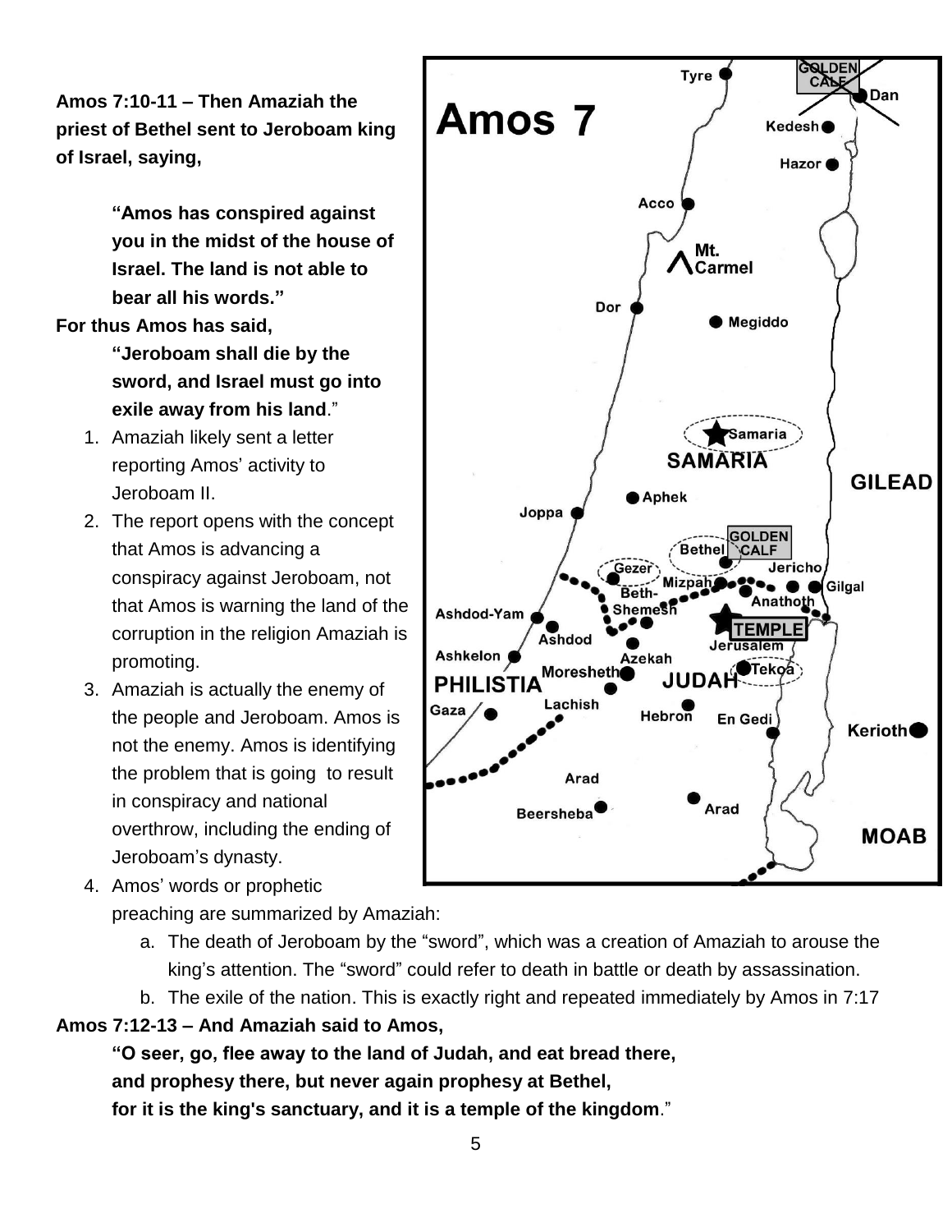**Amos 7:10-11 – Then Amaziah the priest of Bethel sent to Jeroboam king of Israel, saying,**

> **"Amos has conspired against you in the midst of the house of Israel. The land is not able to bear all his words."**

**For thus Amos has said,**

> **"Jeroboam shall die by the sword, and Israel must go into exile away from his land**."

1. Amaziah likely sent a letter reporting Amos' activity to Jeroboam II.
2. The report opens with the concept that Amos is advancing a conspiracy against Jeroboam, not that Amos is warning the land of the corruption in the religion Amaziah is promoting.
3. Amaziah is actually the enemy of the people and Jeroboam. Amos is not the enemy. Amos is identifying the problem that is going to result in conspiracy and national overthrow, including the ending of Jeroboam's dynasty.
4. Amos' words or prophetic preaching are summarized by Amaziah:
   a. The death of Jeroboam by the "sword", which was a creation of Amaziah to arouse the king's attention. The "sword" could refer to death in battle or death by assassination.
   b. The exile of the nation. This is exactly right and repeated immediately by Amos in 7:17

**Amos 7:12-13 – And Amaziah said to Amos,**

> **"O seer, go, flee away to the land of Judah, and eat bread there, and prophesy there, but never again prophesy at Bethel, for it is the king's sanctuary, and it is a temple of the kingdom**."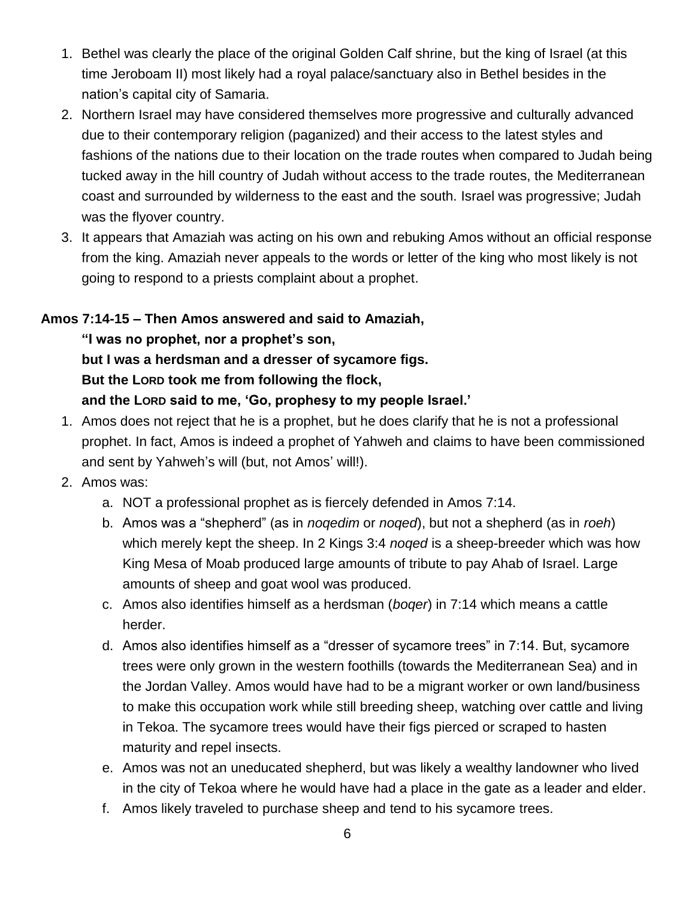1. Bethel was clearly the place of the original Golden Calf shrine, but the king of Israel (at this time Jeroboam II) most likely had a royal palace/sanctuary also in Bethel besides in the nation's capital city of Samaria.
2. Northern Israel may have considered themselves more progressive and culturally advanced due to their contemporary religion (paganized) and their access to the latest styles and fashions of the nations due to their location on the trade routes when compared to Judah being tucked away in the hill country of Judah without access to the trade routes, the Mediterranean coast and surrounded by wilderness to the east and the south. Israel was progressive; Judah was the flyover country.
3. It appears that Amaziah was acting on his own and rebuking Amos without an official response from the king. Amaziah never appeals to the words or letter of the king who most likely is not going to respond to a priests complaint about a prophet.

**Amos 7:14-15 – Then Amos answered and said to Amaziah,**
**"I was no prophet, nor a prophet's son,**
**but I was a herdsman and a dresser of sycamore figs.**
**But the LORD took me from following the flock,**
**and the LORD said to me, 'Go, prophesy to my people Israel.'**

1. Amos does not reject that he is a prophet, but he does clarify that he is not a professional prophet. In fact, Amos is indeed a prophet of Yahweh and claims to have been commissioned and sent by Yahweh's will (but, not Amos' will!).
2. Amos was:
   a. NOT a professional prophet as is fiercely defended in Amos 7:14.
   b. Amos was a "shepherd" (as in *noqedim* or *noqed*), but not a shepherd (as in *roeh*) which merely kept the sheep. In 2 Kings 3:4 *noqed* is a sheep-breeder which was how King Mesa of Moab produced large amounts of tribute to pay Ahab of Israel. Large amounts of sheep and goat wool was produced.
   c. Amos also identifies himself as a herdsman (*boqer*) in 7:14 which means a cattle herder.
   d. Amos also identifies himself as a "dresser of sycamore trees" in 7:14. But, sycamore trees were only grown in the western foothills (towards the Mediterranean Sea) and in the Jordan Valley. Amos would have had to be a migrant worker or own land/business to make this occupation work while still breeding sheep, watching over cattle and living in Tekoa. The sycamore trees would have their figs pierced or scraped to hasten maturity and repel insects.
   e. Amos was not an uneducated shepherd, but was likely a wealthy landowner who lived in the city of Tekoa where he would have had a place in the gate as a leader and elder.
   f. Amos likely traveled to purchase sheep and tend to his sycamore trees.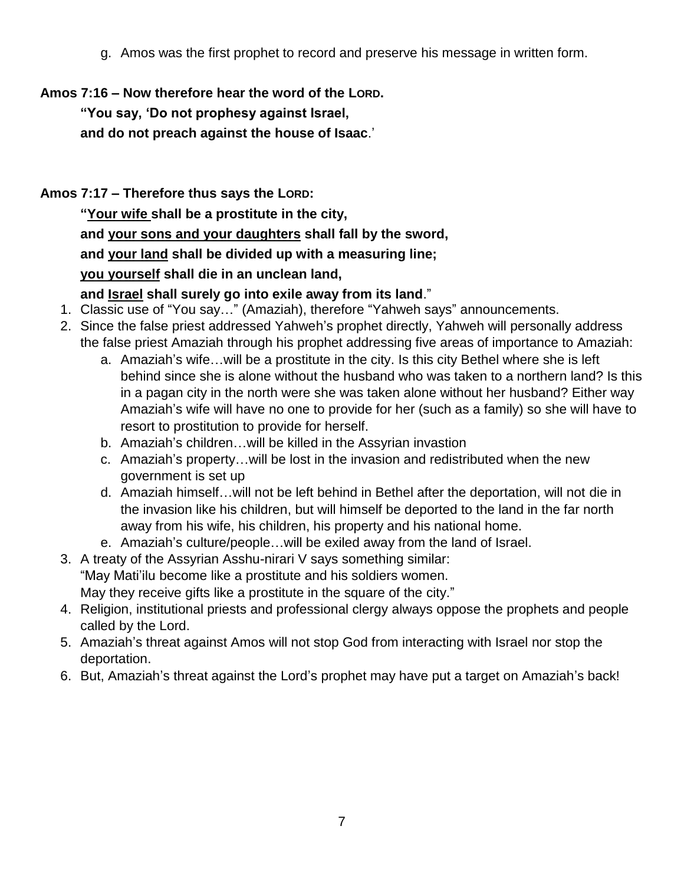g. Amos was the first prophet to record and preserve his message in written form.

**Amos 7:16 – Now therefore hear the word of the LORD.**

**"You say, 'Do not prophesy against Israel,**

**and do not preach against the house of Isaac**.'

**Amos 7:17 – Therefore thus says the LORD:**

**"<u>Your wife</u> shall be a prostitute in the city,**

**and <u>your sons and your daughters</u> shall fall by the sword,**

**and <u>your land</u> shall be divided up with a measuring line;**

**<u>you yourself</u> shall die in an unclean land,**

**and <u>Israel</u> shall surely go into exile away from its land**."

1. Classic use of "You say…" (Amaziah), therefore "Yahweh says" announcements.
2. Since the false priest addressed Yahweh's prophet directly, Yahweh will personally address the false priest Amaziah through his prophet addressing five areas of importance to Amaziah:
   a. Amaziah's wife…will be a prostitute in the city. Is this city Bethel where she is left behind since she is alone without the husband who was taken to a northern land? Is this in a pagan city in the north were she was taken alone without her husband? Either way Amaziah's wife will have no one to provide for her (such as a family) so she will have to resort to prostitution to provide for herself.
   b. Amaziah's children…will be killed in the Assyrian invastion
   c. Amaziah's property…will be lost in the invasion and redistributed when the new government is set up
   d. Amaziah himself…will not be left behind in Bethel after the deportation, will not die in the invasion like his children, but will himself be deported to the land in the far north away from his wife, his children, his property and his national home.
   e. Amaziah's culture/people…will be exiled away from the land of Israel.
3. A treaty of the Assyrian Asshu-nirari V says something similar:
   "May Mati'ilu become like a prostitute and his soldiers women.
   May they receive gifts like a prostitute in the square of the city."
4. Religion, institutional priests and professional clergy always oppose the prophets and people called by the Lord.
5. Amaziah's threat against Amos will not stop God from interacting with Israel nor stop the deportation.
6. But, Amaziah's threat against the Lord's prophet may have put a target on Amaziah's back!